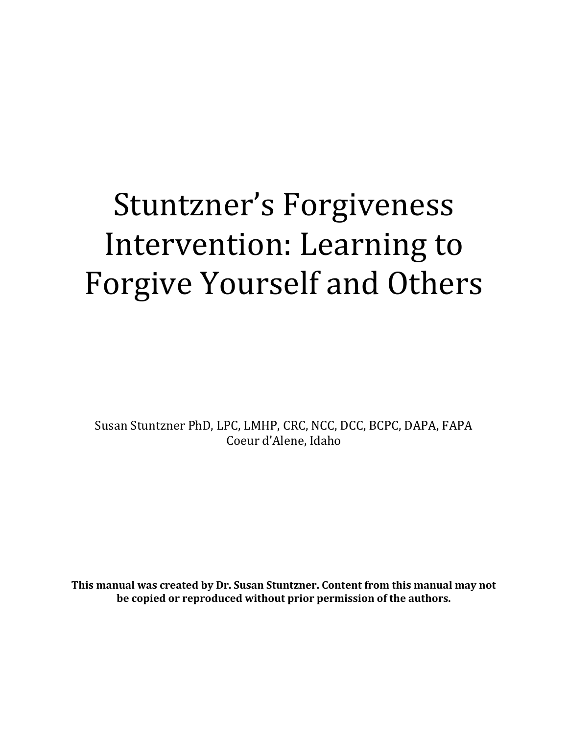# Stuntzner's Forgiveness Intervention: Learning to Forgive Yourself and Others

Susan Stuntzner PhD, LPC, LMHP, CRC, NCC, DCC, BCPC, DAPA, FAPA
Coeur d'Alene, Idaho

**This manual was created by Dr. Susan Stuntzner. Content from this manual may not be copied or reproduced without prior permission of the authors.**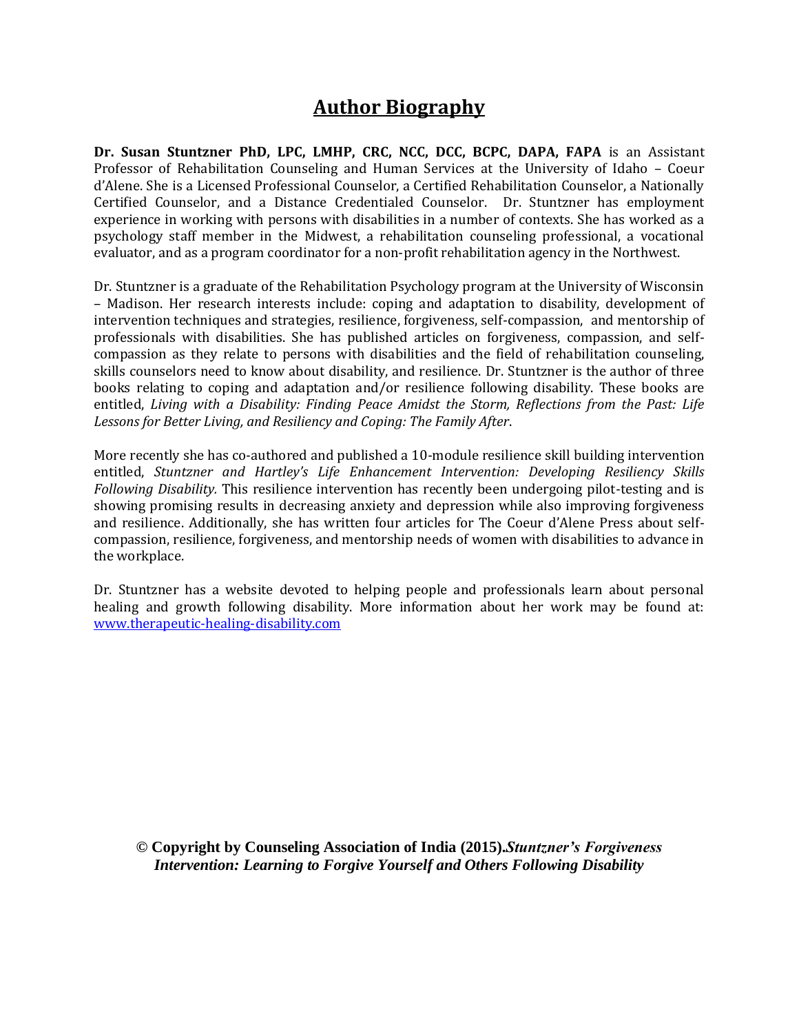# Author Biography

**Dr. Susan Stuntzner PhD, LPC, LMHP, CRC, NCC, DCC, BCPC, DAPA, FAPA** is an Assistant Professor of Rehabilitation Counseling and Human Services at the University of Idaho – Coeur d'Alene. She is a Licensed Professional Counselor, a Certified Rehabilitation Counselor, a Nationally Certified Counselor, and a Distance Credentialed Counselor. Dr. Stuntzner has employment experience in working with persons with disabilities in a number of contexts. She has worked as a psychology staff member in the Midwest, a rehabilitation counseling professional, a vocational evaluator, and as a program coordinator for a non-profit rehabilitation agency in the Northwest.

Dr. Stuntzner is a graduate of the Rehabilitation Psychology program at the University of Wisconsin – Madison. Her research interests include: coping and adaptation to disability, development of intervention techniques and strategies, resilience, forgiveness, self-compassion, and mentorship of professionals with disabilities. She has published articles on forgiveness, compassion, and self-compassion as they relate to persons with disabilities and the field of rehabilitation counseling, skills counselors need to know about disability, and resilience. Dr. Stuntzner is the author of three books relating to coping and adaptation and/or resilience following disability. These books are entitled, *Living with a Disability: Finding Peace Amidst the Storm, Reflections from the Past: Life Lessons for Better Living, and Resiliency and Coping: The Family After*.

More recently she has co-authored and published a 10-module resilience skill building intervention entitled, *Stuntzner and Hartley's Life Enhancement Intervention: Developing Resiliency Skills Following Disability.* This resilience intervention has recently been undergoing pilot-testing and is showing promising results in decreasing anxiety and depression while also improving forgiveness and resilience. Additionally, she has written four articles for The Coeur d'Alene Press about self-compassion, resilience, forgiveness, and mentorship needs of women with disabilities to advance in the workplace.

Dr. Stuntzner has a website devoted to helping people and professionals learn about personal healing and growth following disability. More information about her work may be found at: [www.therapeutic-healing-disability.com](http://www.therapeutic-healing-disability.com)

**© Copyright by Counseling Association of India (2015).*Stuntzner's Forgiveness Intervention: Learning to Forgive Yourself and Others Following Disability***